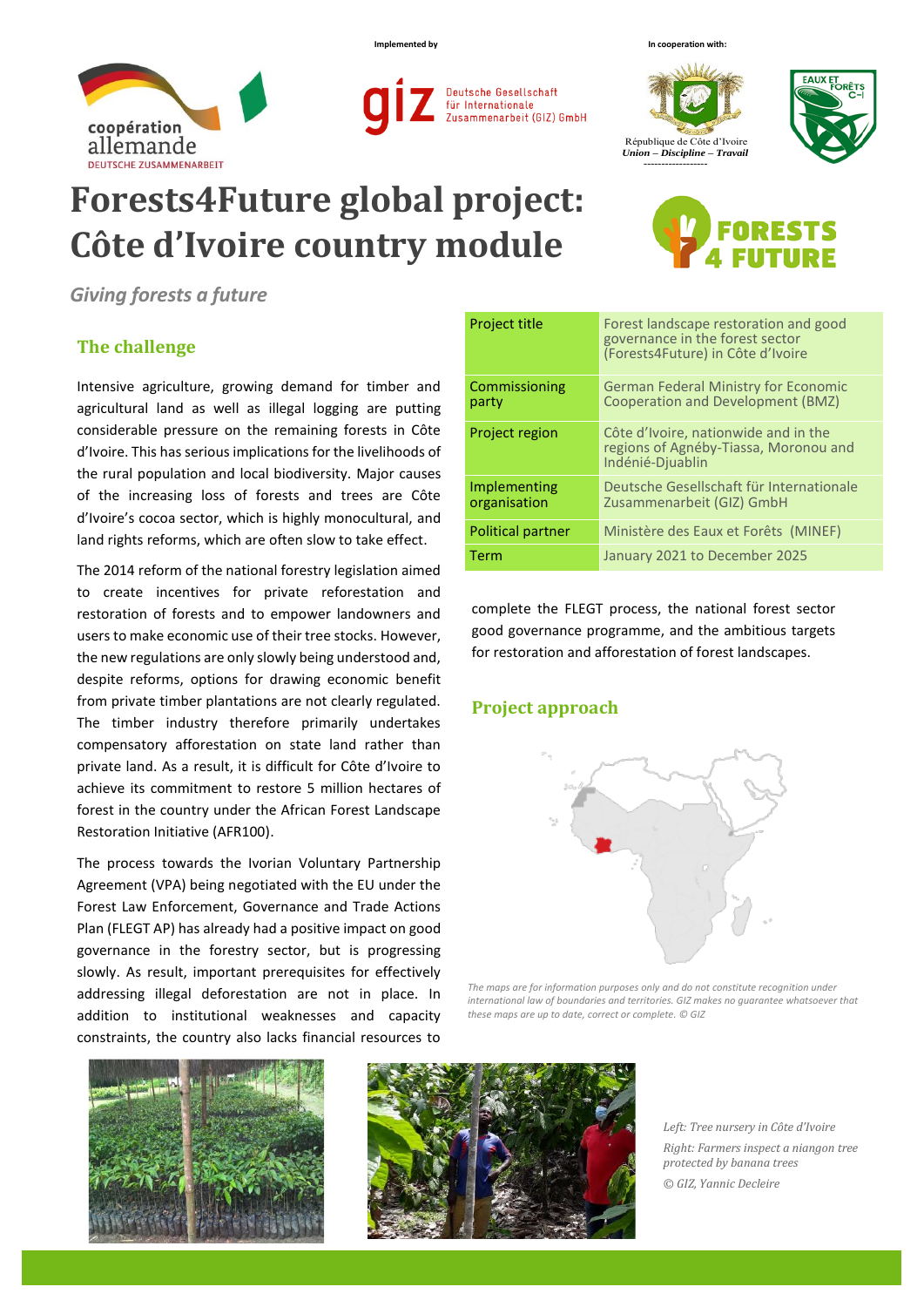Implemented by

In cooperation with:

# Forests4Future global project: Côte d'Ivoire country module

*Giving forests a future*

| Project title | Forest landscape restoration and good governance in the forest sector (Forests4Future) in Côte d'Ivoire |
|---|---|
| Commissioning party | German Federal Ministry for Economic Cooperation and Development (BMZ) |
| Project region | Côte d'Ivoire, nationwide and in the regions of Agnéby-Tiassa, Moronou and Indénié-Djuablin |
| Implementing organisation | Deutsche Gesellschaft für Internationale Zusammenarbeit (GIZ) GmbH |
| Political partner | Ministère des Eaux et Forêts (MINEF) |
| Term | January 2021 to December 2025 |

## The challenge

Intensive agriculture, growing demand for timber and agricultural land as well as illegal logging are putting considerable pressure on the remaining forests in Côte d'Ivoire. This has serious implications for the livelihoods of the rural population and local biodiversity. Major causes of the increasing loss of forests and trees are Côte d'Ivoire's cocoa sector, which is highly monocultural, and land rights reforms, which are often slow to take effect.

The 2014 reform of the national forestry legislation aimed to create incentives for private reforestation and restoration of forests and to empower landowners and users to make economic use of their tree stocks. However, the new regulations are only slowly being understood and, despite reforms, options for drawing economic benefit from private timber plantations are not clearly regulated. The timber industry therefore primarily undertakes compensatory afforestation on state land rather than private land. As a result, it is difficult for Côte d'Ivoire to achieve its commitment to restore 5 million hectares of forest in the country under the African Forest Landscape Restoration Initiative (AFR100).

The process towards the Ivorian Voluntary Partnership Agreement (VPA) being negotiated with the EU under the Forest Law Enforcement, Governance and Trade Actions Plan (FLEGT AP) has already had a positive impact on good governance in the forestry sector, but is progressing slowly. As result, important prerequisites for effectively addressing illegal deforestation are not in place. In addition to institutional weaknesses and capacity constraints, the country also lacks financial resources to complete the FLEGT process, the national forest sector good governance programme, and the ambitious targets for restoration and afforestation of forest landscapes.

## Project approach

*The maps are for information purposes only and do not constitute recognition under international law of boundaries and territories. GIZ makes no guarantee whatsoever that these maps are up to date, correct or complete. © GIZ*

*Left: Tree nursery in Côte d'Ivoire*

*Right: Farmers inspect a niangon tree protected by banana trees*

*© GIZ, Yannic Decleire*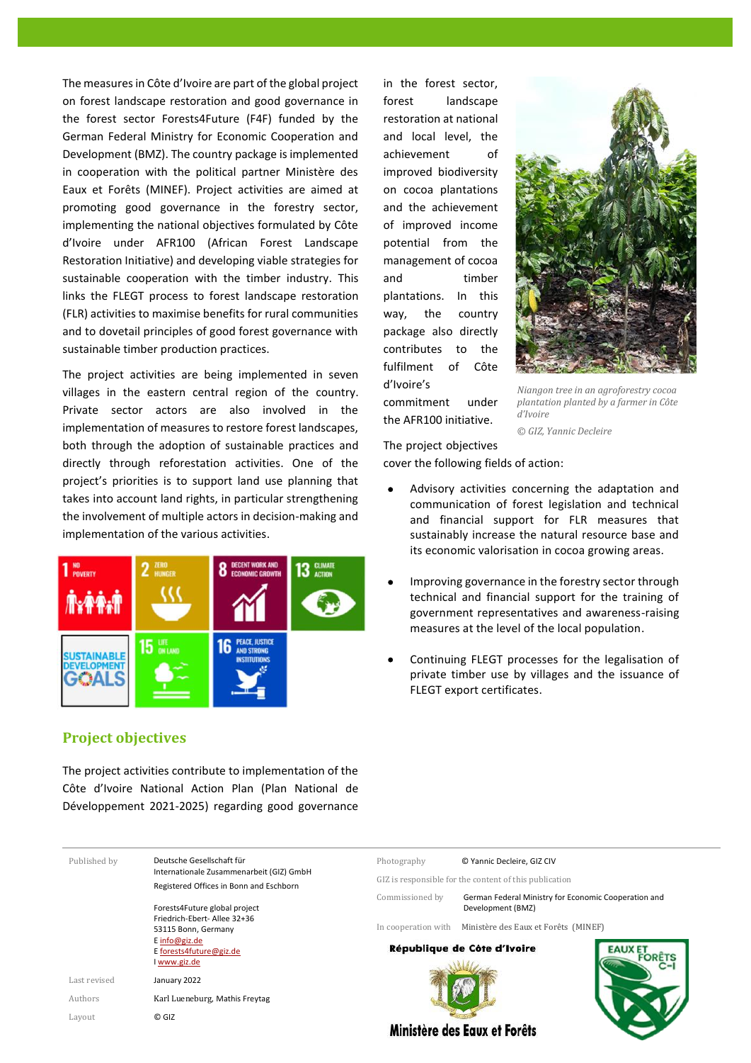The measures in Côte d'Ivoire are part of the global project on forest landscape restoration and good governance in the forest sector Forests4Future (F4F) funded by the German Federal Ministry for Economic Cooperation and Development (BMZ). The country package is implemented in cooperation with the political partner Ministère des Eaux et Forêts (MINEF). Project activities are aimed at promoting good governance in the forestry sector, implementing the national objectives formulated by Côte d'Ivoire under AFR100 (African Forest Landscape Restoration Initiative) and developing viable strategies for sustainable cooperation with the timber industry. This links the FLEGT process to forest landscape restoration (FLR) activities to maximise benefits for rural communities and to dovetail principles of good forest governance with sustainable timber production practices.

The project activities are being implemented in seven villages in the eastern central region of the country. Private sector actors are also involved in the implementation of measures to restore forest landscapes, both through the adoption of sustainable practices and directly through reforestation activities. One of the project's priorities is to support land use planning that takes into account land rights, in particular strengthening the involvement of multiple actors in decision-making and implementation of the various activities.

## Project objectives

The project activities contribute to implementation of the Côte d'Ivoire National Action Plan (Plan National de Développement 2021-2025) regarding good governance in the forest sector, forest landscape restoration at national and local level, the achievement of improved biodiversity on cocoa plantations and the achievement of improved income potential from the management of cocoa and timber plantations. In this way, the country package also directly contributes to the fulfilment of Côte d'Ivoire's commitment under the AFR100 initiative.

*Niangon tree in an agroforestry cocoa plantation planted by a farmer in Côte d'Ivoire*

*© GIZ, Yannic Decleire*

The project objectives cover the following fields of action:

- Advisory activities concerning the adaptation and communication of forest legislation and technical and financial support for FLR measures that sustainably increase the natural resource base and its economic valorisation in cocoa growing areas.
- Improving governance in the forestry sector through technical and financial support for the training of government representatives and awareness-raising measures at the level of the local population.
- Continuing FLEGT processes for the legalisation of private timber use by villages and the issuance of FLEGT export certificates.

---

| | |
|---|---|
| Published by | Deutsche Gesellschaft für Internationale Zusammenarbeit (GIZ) GmbH<br>Registered Offices in Bonn and Eschborn<br><br>Forests4Future global project<br>Friedrich-Ebert- Allee 32+36<br>53115 Bonn, Germany<br>E info@giz.de<br>E forests4future@giz.de<br>I www.giz.de |
| Last revised | January 2022 |
| Authors | Karl Lueneburg, Mathis Freytag |
| Layout | © GIZ |

| | |
|---|---|
| Photography | © Yannic Decleire, GIZ CIV |
| GIZ is responsible for the content of this publication | |
| Commissioned by | German Federal Ministry for Economic Cooperation and Development (BMZ) |
| In cooperation with | Ministère des Eaux et Forêts (MINEF) |

République de Côte d'Ivoire

Ministère des Eaux et Forêts